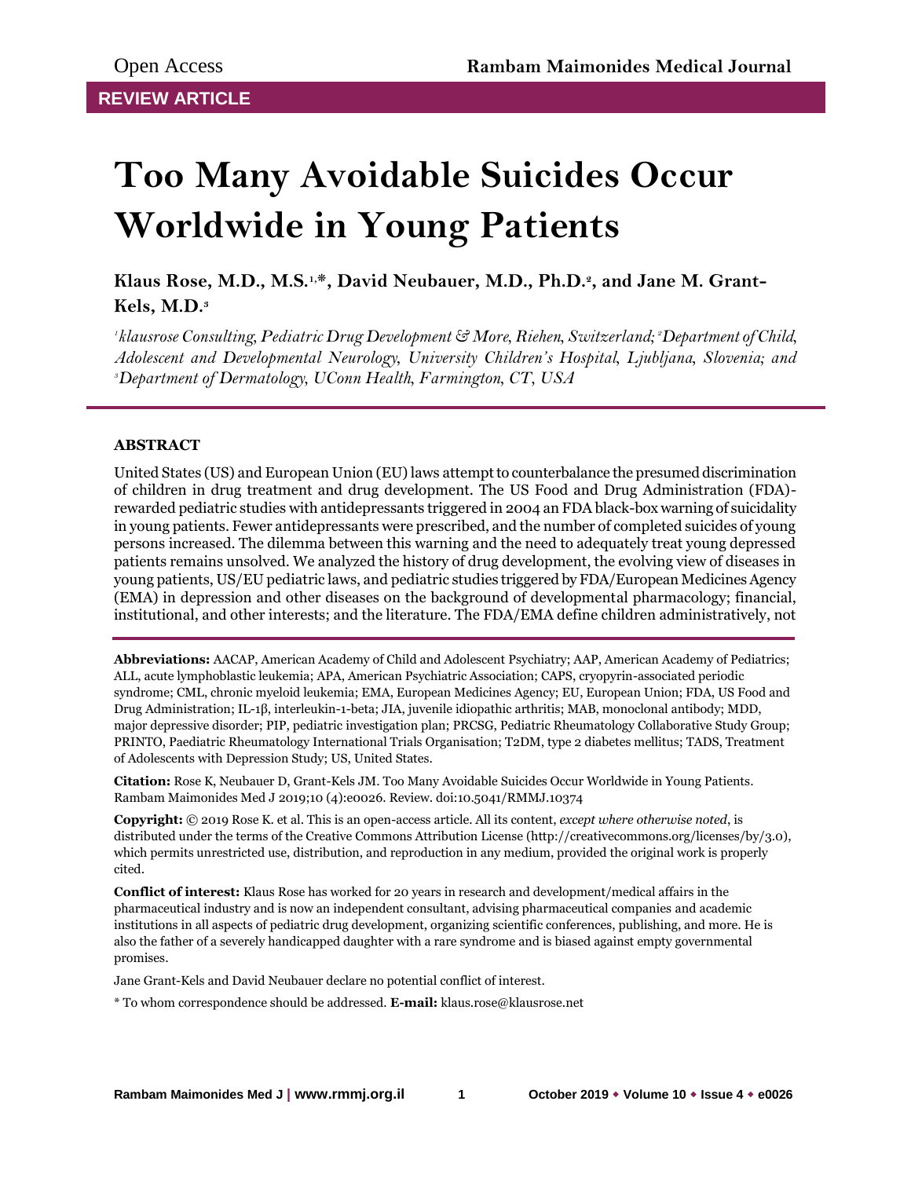Open Access

**REVIEW ARTICLE**

# Too Many Avoidable Suicides Occur Worldwide in Young Patients

**Klaus Rose, M.D., M.S.[1,*], David Neubauer, M.D., Ph.D.[2], and Jane M. Grant-Kels, M.D.[3]**

*[1]klausrose Consulting, Pediatric Drug Development & More, Riehen, Switzerland; [2]Department of Child, Adolescent and Developmental Neurology, University Children's Hospital, Ljubljana, Slovenia; and [3]Department of Dermatology, UConn Health, Farmington, CT, USA*

## ABSTRACT

United States (US) and European Union (EU) laws attempt to counterbalance the presumed discrimination of children in drug treatment and drug development. The US Food and Drug Administration (FDA)-rewarded pediatric studies with antidepressants triggered in 2004 an FDA black-box warning of suicidality in young patients. Fewer antidepressants were prescribed, and the number of completed suicides of young persons increased. The dilemma between this warning and the need to adequately treat young depressed patients remains unsolved. We analyzed the history of drug development, the evolving view of diseases in young patients, US/EU pediatric laws, and pediatric studies triggered by FDA/European Medicines Agency (EMA) in depression and other diseases on the background of developmental pharmacology; financial, institutional, and other interests; and the literature. The FDA/EMA define children administratively, not

**Abbreviations:** AACAP, American Academy of Child and Adolescent Psychiatry; AAP, American Academy of Pediatrics; ALL, acute lymphoblastic leukemia; APA, American Psychiatric Association; CAPS, cryopyrin-associated periodic syndrome; CML, chronic myeloid leukemia; EMA, European Medicines Agency; EU, European Union; FDA, US Food and Drug Administration; IL-1β, interleukin-1-beta; JIA, juvenile idiopathic arthritis; MAB, monoclonal antibody; MDD, major depressive disorder; PIP, pediatric investigation plan; PRCSG, Pediatric Rheumatology Collaborative Study Group; PRINTO, Paediatric Rheumatology International Trials Organisation; T2DM, type 2 diabetes mellitus; TADS, Treatment of Adolescents with Depression Study; US, United States.

**Citation:** Rose K, Neubauer D, Grant-Kels JM. Too Many Avoidable Suicides Occur Worldwide in Young Patients. Rambam Maimonides Med J 2019;10 (4):e0026. Review. doi:10.5041/RMMJ.10374

**Copyright:** © 2019 Rose K. et al. This is an open-access article. All its content, *except where otherwise noted*, is distributed under the terms of the Creative Commons Attribution License (http://creativecommons.org/licenses/by/3.0), which permits unrestricted use, distribution, and reproduction in any medium, provided the original work is properly cited.

**Conflict of interest:** Klaus Rose has worked for 20 years in research and development/medical affairs in the pharmaceutical industry and is now an independent consultant, advising pharmaceutical companies and academic institutions in all aspects of pediatric drug development, organizing scientific conferences, publishing, and more. He is also the father of a severely handicapped daughter with a rare syndrome and is biased against empty governmental promises.

Jane Grant-Kels and David Neubauer declare no potential conflict of interest.

\* To whom correspondence should be addressed. **E-mail:** klaus.rose@klausrose.net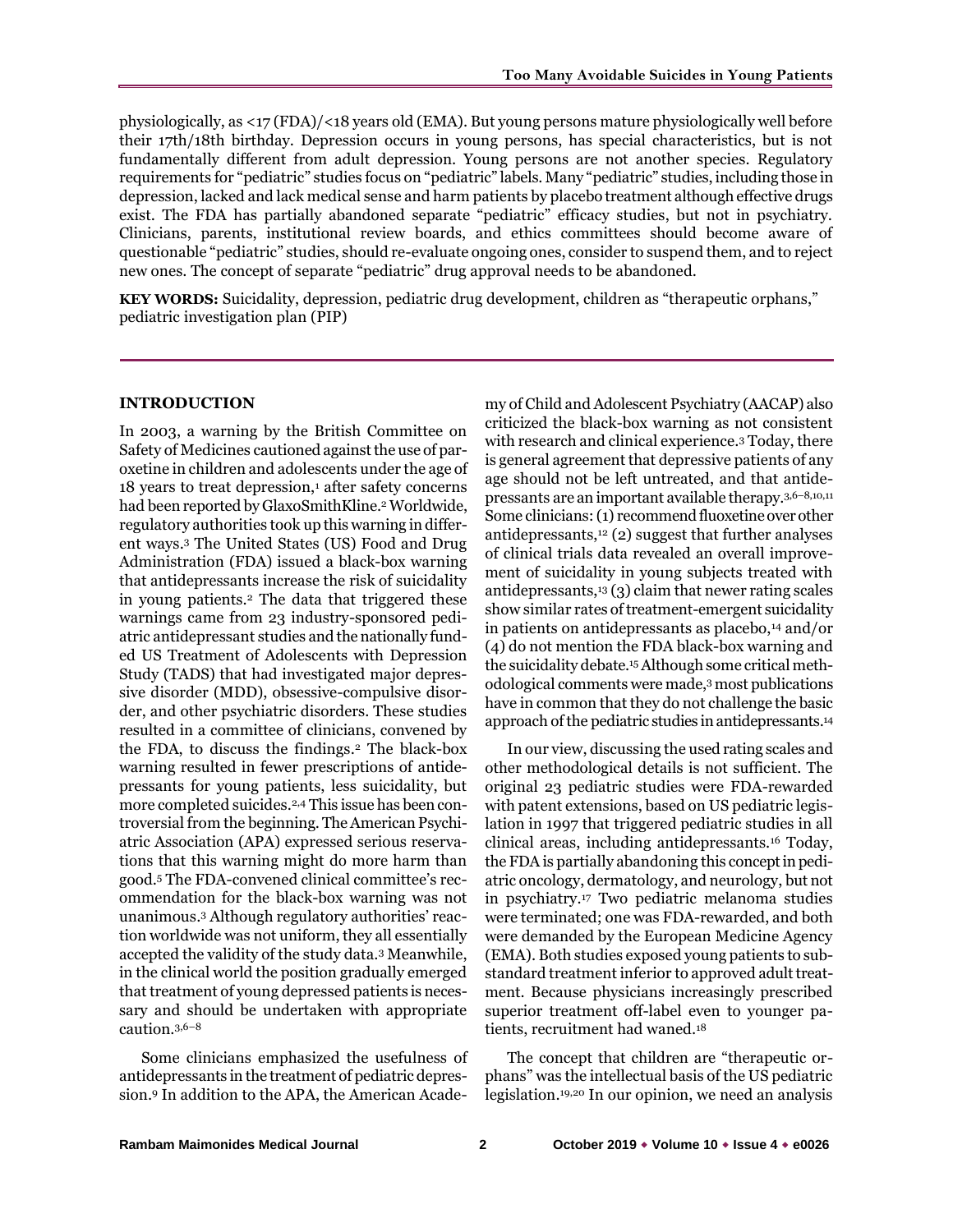physiologically, as <17 (FDA)/<18 years old (EMA). But young persons mature physiologically well before their 17th/18th birthday. Depression occurs in young persons, has special characteristics, but is not fundamentally different from adult depression. Young persons are not another species. Regulatory requirements for "pediatric" studies focus on "pediatric" labels. Many "pediatric" studies, including those in depression, lacked and lack medical sense and harm patients by placebo treatment although effective drugs exist. The FDA has partially abandoned separate "pediatric" efficacy studies, but not in psychiatry. Clinicians, parents, institutional review boards, and ethics committees should become aware of questionable "pediatric" studies, should re-evaluate ongoing ones, consider to suspend them, and to reject new ones. The concept of separate "pediatric" drug approval needs to be abandoned.

**KEY WORDS:** Suicidality, depression, pediatric drug development, children as "therapeutic orphans," pediatric investigation plan (PIP)

## INTRODUCTION

In 2003, a warning by the British Committee on Safety of Medicines cautioned against the use of paroxetine in children and adolescents under the age of 18 years to treat depression,[1] after safety concerns had been reported by GlaxoSmithKline.[2] Worldwide, regulatory authorities took up this warning in different ways.[3] The United States (US) Food and Drug Administration (FDA) issued a black-box warning that antidepressants increase the risk of suicidality in young patients.[2] The data that triggered these warnings came from 23 industry-sponsored pediatric antidepressant studies and the nationally funded US Treatment of Adolescents with Depression Study (TADS) that had investigated major depressive disorder (MDD), obsessive-compulsive disorder, and other psychiatric disorders. These studies resulted in a committee of clinicians, convened by the FDA, to discuss the findings.[2] The black-box warning resulted in fewer prescriptions of antidepressants for young patients, less suicidality, but more completed suicides.[2,4] This issue has been controversial from the beginning. The American Psychiatric Association (APA) expressed serious reservations that this warning might do more harm than good.[5] The FDA-convened clinical committee's recommendation for the black-box warning was not unanimous.[3] Although regulatory authorities' reaction worldwide was not uniform, they all essentially accepted the validity of the study data.[3] Meanwhile, in the clinical world the position gradually emerged that treatment of young depressed patients is necessary and should be undertaken with appropriate caution.[3,6–8]

Some clinicians emphasized the usefulness of antidepressants in the treatment of pediatric depression.[9] In addition to the APA, the American Academy of Child and Adolescent Psychiatry (AACAP) also criticized the black-box warning as not consistent with research and clinical experience.[3] Today, there is general agreement that depressive patients of any age should not be left untreated, and that antidepressants are an important available therapy.[3,6–8,10,11] Some clinicians: (1) recommend fluoxetine over other antidepressants,[12] (2) suggest that further analyses of clinical trials data revealed an overall improvement of suicidality in young subjects treated with antidepressants,[13] (3) claim that newer rating scales show similar rates of treatment-emergent suicidality in patients on antidepressants as placebo,[14] and/or (4) do not mention the FDA black-box warning and the suicidality debate.[15] Although some critical methodological comments were made,[3] most publications have in common that they do not challenge the basic approach of the pediatric studies in antidepressants.[14]

In our view, discussing the used rating scales and other methodological details is not sufficient. The original 23 pediatric studies were FDA-rewarded with patent extensions, based on US pediatric legislation in 1997 that triggered pediatric studies in all clinical areas, including antidepressants.[16] Today, the FDA is partially abandoning this concept in pediatric oncology, dermatology, and neurology, but not in psychiatry.[17] Two pediatric melanoma studies were terminated; one was FDA-rewarded, and both were demanded by the European Medicine Agency (EMA). Both studies exposed young patients to substandard treatment inferior to approved adult treatment. Because physicians increasingly prescribed superior treatment off-label even to younger patients, recruitment had waned.[18]

The concept that children are "therapeutic orphans" was the intellectual basis of the US pediatric legislation.[19,20] In our opinion, we need an analysis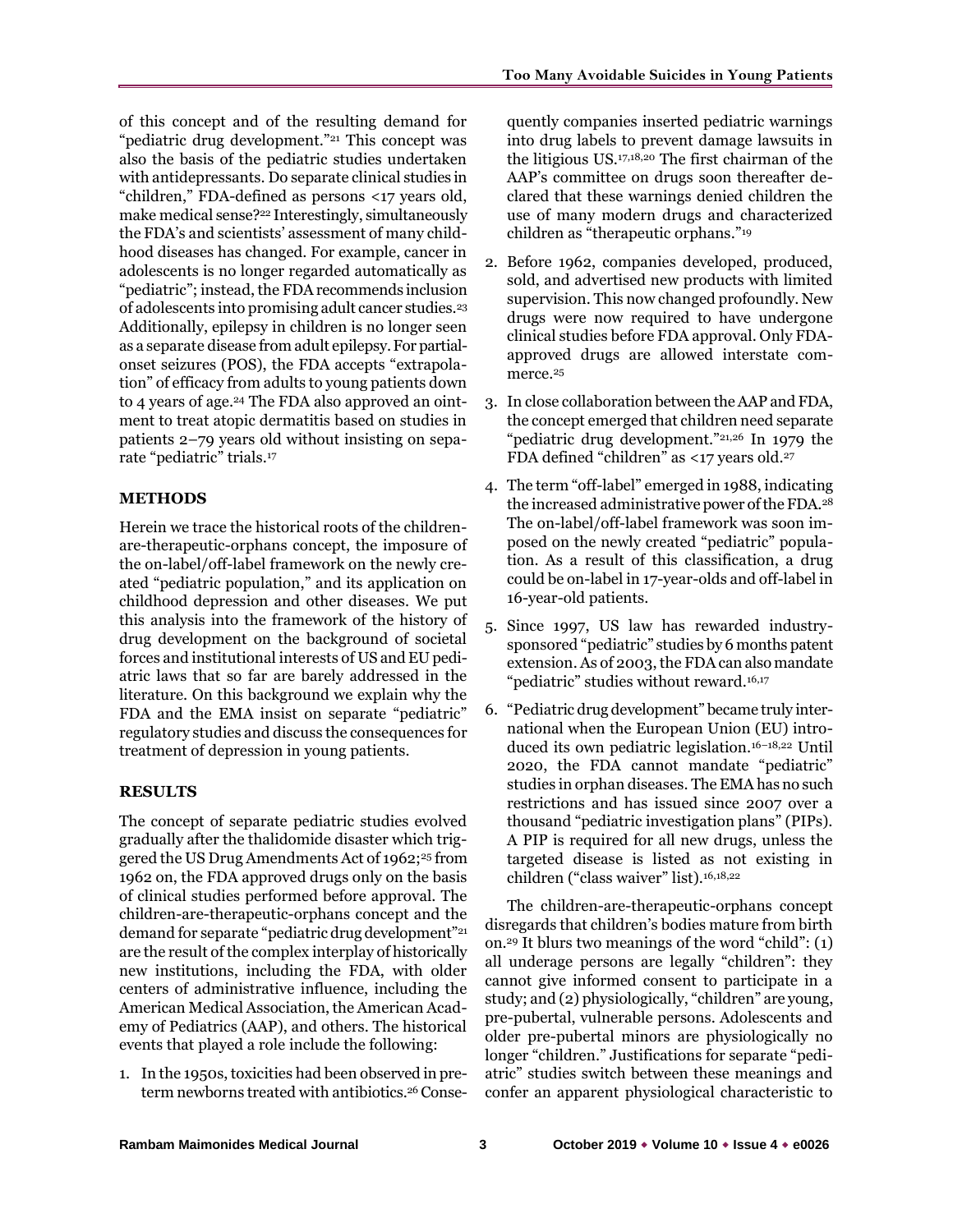of this concept and of the resulting demand for "pediatric drug development."[21] This concept was also the basis of the pediatric studies undertaken with antidepressants. Do separate clinical studies in "children," FDA-defined as persons <17 years old, make medical sense?[22] Interestingly, simultaneously the FDA's and scientists' assessment of many childhood diseases has changed. For example, cancer in adolescents is no longer regarded automatically as "pediatric"; instead, the FDA recommends inclusion of adolescents into promising adult cancer studies.[23] Additionally, epilepsy in children is no longer seen as a separate disease from adult epilepsy. For partial-onset seizures (POS), the FDA accepts "extrapolation" of efficacy from adults to young patients down to 4 years of age.[24] The FDA also approved an ointment to treat atopic dermatitis based on studies in patients 2–79 years old without insisting on separate "pediatric" trials.[17]

## METHODS

Herein we trace the historical roots of the children-are-therapeutic-orphans concept, the imposure of the on-label/off-label framework on the newly created "pediatric population," and its application on childhood depression and other diseases. We put this analysis into the framework of the history of drug development on the background of societal forces and institutional interests of US and EU pediatric laws that so far are barely addressed in the literature. On this background we explain why the FDA and the EMA insist on separate "pediatric" regulatory studies and discuss the consequences for treatment of depression in young patients.

## RESULTS

The concept of separate pediatric studies evolved gradually after the thalidomide disaster which triggered the US Drug Amendments Act of 1962;[25] from 1962 on, the FDA approved drugs only on the basis of clinical studies performed before approval. The children-are-therapeutic-orphans concept and the demand for separate "pediatric drug development"[21] are the result of the complex interplay of historically new institutions, including the FDA, with older centers of administrative influence, including the American Medical Association, the American Academy of Pediatrics (AAP), and others. The historical events that played a role include the following:

1. In the 1950s, toxicities had been observed in preterm newborns treated with antibiotics.[26] Consequently companies inserted pediatric warnings into drug labels to prevent damage lawsuits in the litigious US.[17,18,20] The first chairman of the AAP's committee on drugs soon thereafter declared that these warnings denied children the use of many modern drugs and characterized children as "therapeutic orphans."[19]
2. Before 1962, companies developed, produced, sold, and advertised new products with limited supervision. This now changed profoundly. New drugs were now required to have undergone clinical studies before FDA approval. Only FDA-approved drugs are allowed interstate commerce.[25]
3. In close collaboration between the AAP and FDA, the concept emerged that children need separate "pediatric drug development."[21,26] In 1979 the FDA defined "children" as <17 years old.[27]
4. The term "off-label" emerged in 1988, indicating the increased administrative power of the FDA.[28] The on-label/off-label framework was soon imposed on the newly created "pediatric" population. As a result of this classification, a drug could be on-label in 17-year-olds and off-label in 16-year-old patients.
5. Since 1997, US law has rewarded industry-sponsored "pediatric" studies by 6 months patent extension. As of 2003, the FDA can also mandate "pediatric" studies without reward.[16,17]
6. "Pediatric drug development" became truly international when the European Union (EU) introduced its own pediatric legislation.[16–18,22] Until 2020, the FDA cannot mandate "pediatric" studies in orphan diseases. The EMA has no such restrictions and has issued since 2007 over a thousand "pediatric investigation plans" (PIPs). A PIP is required for all new drugs, unless the targeted disease is listed as not existing in children ("class waiver" list).[16,18,22]

The children-are-therapeutic-orphans concept disregards that children's bodies mature from birth on.[29] It blurs two meanings of the word "child": (1) all underage persons are legally "children": they cannot give informed consent to participate in a study; and (2) physiologically, "children" are young, pre-pubertal, vulnerable persons. Adolescents and older pre-pubertal minors are physiologically no longer "children." Justifications for separate "pediatric" studies switch between these meanings and confer an apparent physiological characteristic to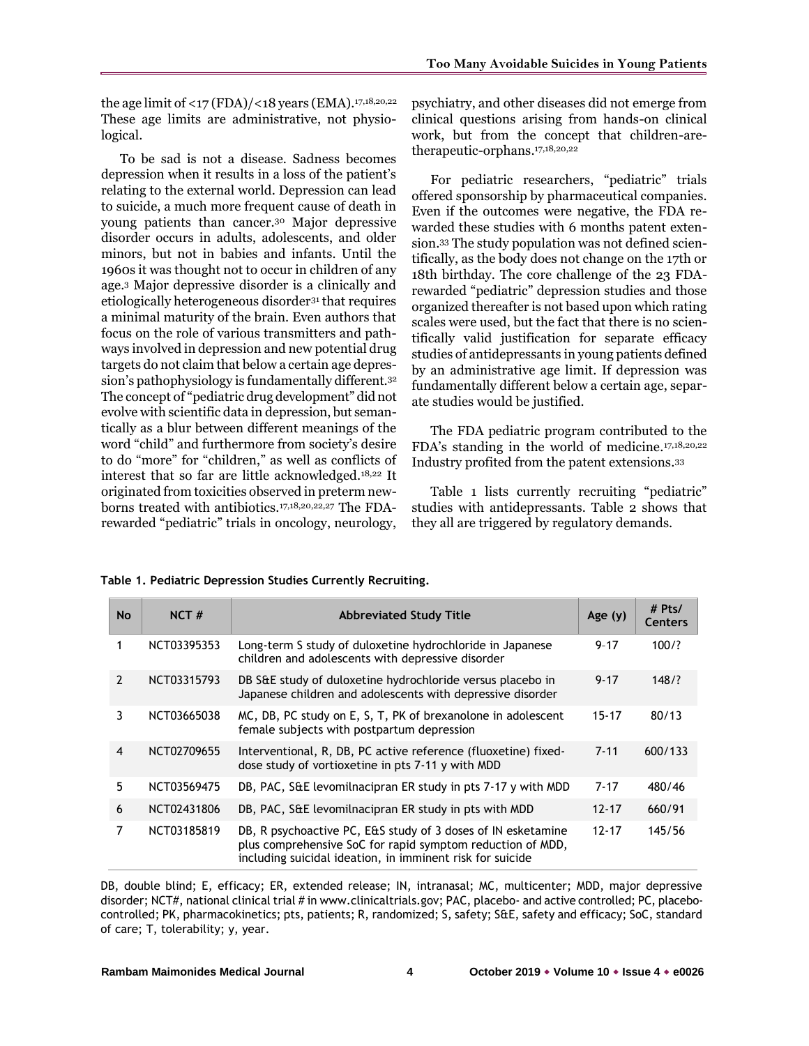the age limit of <17 (FDA)/<18 years (EMA).[17,18,20,22] These age limits are administrative, not physiological.

To be sad is not a disease. Sadness becomes depression when it results in a loss of the patient's relating to the external world. Depression can lead to suicide, a much more frequent cause of death in young patients than cancer.[30] Major depressive disorder occurs in adults, adolescents, and older minors, but not in babies and infants. Until the 1960s it was thought not to occur in children of any age.[3] Major depressive disorder is a clinically and etiologically heterogeneous disorder[31] that requires a minimal maturity of the brain. Even authors that focus on the role of various transmitters and pathways involved in depression and new potential drug targets do not claim that below a certain age depression's pathophysiology is fundamentally different.[32] The concept of "pediatric drug development" did not evolve with scientific data in depression, but semantically as a blur between different meanings of the word "child" and furthermore from society's desire to do "more" for "children," as well as conflicts of interest that so far are little acknowledged.[18,22] It originated from toxicities observed in preterm newborns treated with antibiotics.[17,18,20,22,27] The FDA-rewarded "pediatric" trials in oncology, neurology, psychiatry, and other diseases did not emerge from clinical questions arising from hands-on clinical work, but from the concept that children-are-therapeutic-orphans.[17,18,20,22]

For pediatric researchers, "pediatric" trials offered sponsorship by pharmaceutical companies. Even if the outcomes were negative, the FDA rewarded these studies with 6 months patent extension.[33] The study population was not defined scientifically, as the body does not change on the 17th or 18th birthday. The core challenge of the 23 FDA-rewarded "pediatric" depression studies and those organized thereafter is not based upon which rating scales were used, but the fact that there is no scientifically valid justification for separate efficacy studies of antidepressants in young patients defined by an administrative age limit. If depression was fundamentally different below a certain age, separate studies would be justified.

The FDA pediatric program contributed to the FDA's standing in the world of medicine.[17,18,20,22] Industry profited from the patent extensions.[33]

Table 1 lists currently recruiting "pediatric" studies with antidepressants. Table 2 shows that they all are triggered by regulatory demands.

**Table 1. Pediatric Depression Studies Currently Recruiting.**

| No | NCT # | Abbreviated Study Title | Age (y) | # Pts/ Centers |
|---|---|---|---|---|
| 1 | NCT03395353 | Long-term S study of duloxetine hydrochloride in Japanese children and adolescents with depressive disorder | 9–17 | 100/? |
| 2 | NCT03315793 | DB S&E study of duloxetine hydrochloride versus placebo in Japanese children and adolescents with depressive disorder | 9-17 | 148/? |
| 3 | NCT03665038 | MC, DB, PC study on E, S, T, PK of brexanolone in adolescent female subjects with postpartum depression | 15-17 | 80/13 |
| 4 | NCT02709655 | Interventional, R, DB, PC active reference (fluoxetine) fixed-dose study of vortioxetine in pts 7-11 y with MDD | 7-11 | 600/133 |
| 5 | NCT03569475 | DB, PAC, S&E levomilnacipran ER study in pts 7-17 y with MDD | 7-17 | 480/46 |
| 6 | NCT02431806 | DB, PAC, S&E levomilnacipran ER study in pts with MDD | 12-17 | 660/91 |
| 7 | NCT03185819 | DB, R psychoactive PC, E&S study of 3 doses of IN esketamine plus comprehensive SoC for rapid symptom reduction of MDD, including suicidal ideation, in imminent risk for suicide | 12-17 | 145/56 |

DB, double blind; E, efficacy; ER, extended release; IN, intranasal; MC, multicenter; MDD, major depressive disorder; NCT#, national clinical trial # in www.clinicaltrials.gov; PAC, placebo- and active controlled; PC, placebo-controlled; PK, pharmacokinetics; pts, patients; R, randomized; S, safety; S&E, safety and efficacy; SoC, standard of care; T, tolerability; y, year.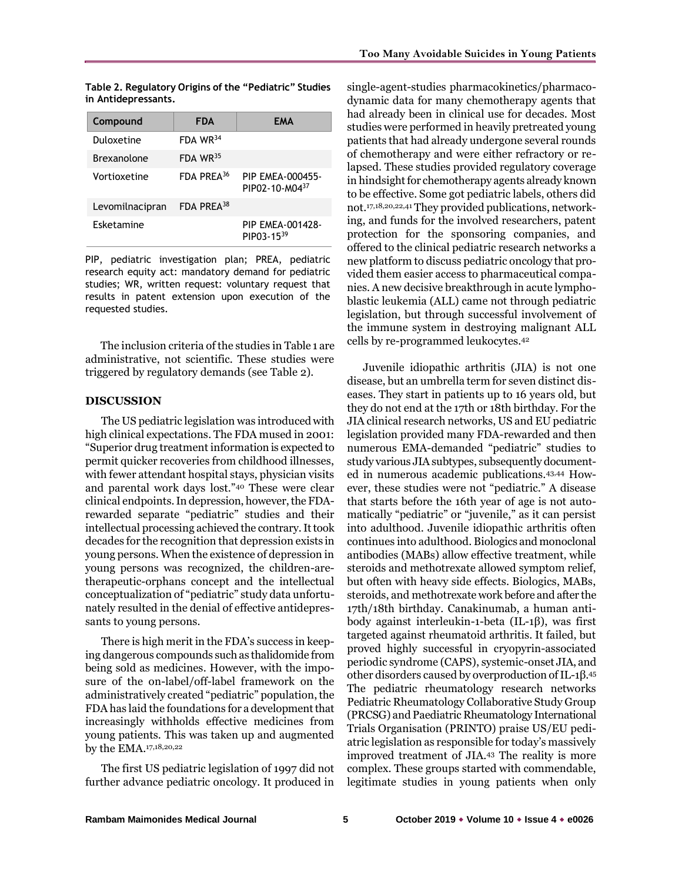**Table 2. Regulatory Origins of the "Pediatric" Studies in Antidepressants.**

| Compound | FDA | EMA |
|---|---|---|
| Duloxetine | FDA WR[34] | |
| Brexanolone | FDA WR[35] | |
| Vortioxetine | FDA PREA[36] | PIP EMEA-000455-PIP02-10-M04[37] |
| Levomilnacipran | FDA PREA[38] | |
| Esketamine | | PIP EMEA-001428-PIP03-15[39] |

PIP, pediatric investigation plan; PREA, pediatric research equity act: mandatory demand for pediatric studies; WR, written request: voluntary request that results in patent extension upon execution of the requested studies.

The inclusion criteria of the studies in Table 1 are administrative, not scientific. These studies were triggered by regulatory demands (see Table 2).

## DISCUSSION

The US pediatric legislation was introduced with high clinical expectations. The FDA mused in 2001: "Superior drug treatment information is expected to permit quicker recoveries from childhood illnesses, with fewer attendant hospital stays, physician visits and parental work days lost."[40] These were clear clinical endpoints. In depression, however, the FDA-rewarded separate "pediatric" studies and their intellectual processing achieved the contrary. It took decades for the recognition that depression exists in young persons. When the existence of depression in young persons was recognized, the children-are-therapeutic-orphans concept and the intellectual conceptualization of "pediatric" study data unfortunately resulted in the denial of effective antidepressants to young persons.

There is high merit in the FDA's success in keeping dangerous compounds such as thalidomide from being sold as medicines. However, with the imposure of the on-label/off-label framework on the administratively created "pediatric" population, the FDA has laid the foundations for a development that increasingly withholds effective medicines from young patients. This was taken up and augmented by the EMA.[17,18,20,22]

The first US pediatric legislation of 1997 did not further advance pediatric oncology. It produced in single-agent-studies pharmacokinetics/pharmacodynamic data for many chemotherapy agents that had already been in clinical use for decades. Most studies were performed in heavily pretreated young patients that had already undergone several rounds of chemotherapy and were either refractory or relapsed. These studies provided regulatory coverage in hindsight for chemotherapy agents already known to be effective. Some got pediatric labels, others did not.[17,18,20,22,41] They provided publications, networking, and funds for the involved researchers, patent protection for the sponsoring companies, and offered to the clinical pediatric research networks a new platform to discuss pediatric oncology that provided them easier access to pharmaceutical companies. A new decisive breakthrough in acute lymphoblastic leukemia (ALL) came not through pediatric legislation, but through successful involvement of the immune system in destroying malignant ALL cells by re-programmed leukocytes.[42]

Juvenile idiopathic arthritis (JIA) is not one disease, but an umbrella term for seven distinct diseases. They start in patients up to 16 years old, but they do not end at the 17th or 18th birthday. For the JIA clinical research networks, US and EU pediatric legislation provided many FDA-rewarded and then numerous EMA-demanded "pediatric" studies to study various JIA subtypes, subsequently documented in numerous academic publications.[43,44] However, these studies were not "pediatric." A disease that starts before the 16th year of age is not automatically "pediatric" or "juvenile," as it can persist into adulthood. Juvenile idiopathic arthritis often continues into adulthood. Biologics and monoclonal antibodies (MABs) allow effective treatment, while steroids and methotrexate allowed symptom relief, but often with heavy side effects. Biologics, MABs, steroids, and methotrexate work before and after the 17th/18th birthday. Canakinumab, a human antibody against interleukin-1-beta (IL-1β), was first targeted against rheumatoid arthritis. It failed, but proved highly successful in cryopyrin-associated periodic syndrome (CAPS), systemic-onset JIA, and other disorders caused by overproduction of IL-1β.[45] The pediatric rheumatology research networks Pediatric Rheumatology Collaborative Study Group (PRCSG) and Paediatric Rheumatology International Trials Organisation (PRINTO) praise US/EU pediatric legislation as responsible for today's massively improved treatment of JIA.[43] The reality is more complex. These groups started with commendable, legitimate studies in young patients when only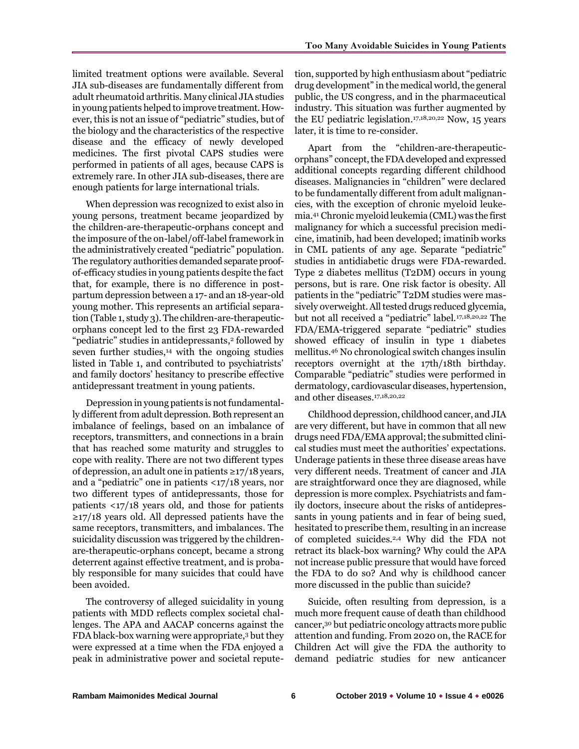limited treatment options were available. Several JIA sub-diseases are fundamentally different from adult rheumatoid arthritis. Many clinical JIA studies in young patients helped to improve treatment. However, this is not an issue of "pediatric" studies, but of the biology and the characteristics of the respective disease and the efficacy of newly developed medicines. The first pivotal CAPS studies were performed in patients of all ages, because CAPS is extremely rare. In other JIA sub-diseases, there are enough patients for large international trials.

When depression was recognized to exist also in young persons, treatment became jeopardized by the children-are-therapeutic-orphans concept and the imposure of the on-label/off-label framework in the administratively created "pediatric" population. The regulatory authorities demanded separate proof-of-efficacy studies in young patients despite the fact that, for example, there is no difference in postpartum depression between a 17- and an 18-year-old young mother. This represents an artificial separation (Table 1, study 3). The children-are-therapeutic-orphans concept led to the first 23 FDA-rewarded "pediatric" studies in antidepressants,[2] followed by seven further studies,[14] with the ongoing studies listed in Table 1, and contributed to psychiatrists' and family doctors' hesitancy to prescribe effective antidepressant treatment in young patients.

Depression in young patients is not fundamentally different from adult depression. Both represent an imbalance of feelings, based on an imbalance of receptors, transmitters, and connections in a brain that has reached some maturity and struggles to cope with reality. There are not two different types of depression, an adult one in patients ≥17/18 years, and a "pediatric" one in patients <17/18 years, nor two different types of antidepressants, those for patients <17/18 years old, and those for patients ≥17/18 years old. All depressed patients have the same receptors, transmitters, and imbalances. The suicidality discussion was triggered by the children-are-therapeutic-orphans concept, became a strong deterrent against effective treatment, and is probably responsible for many suicides that could have been avoided.

The controversy of alleged suicidality in young patients with MDD reflects complex societal challenges. The APA and AACAP concerns against the FDA black-box warning were appropriate,[3] but they were expressed at a time when the FDA enjoyed a peak in administrative power and societal reputation, supported by high enthusiasm about "pediatric drug development" in the medical world, the general public, the US congress, and in the pharmaceutical industry. This situation was further augmented by the EU pediatric legislation.[17,18,20,22] Now, 15 years later, it is time to re-consider.

Apart from the "children-are-therapeutic-orphans" concept, the FDA developed and expressed additional concepts regarding different childhood diseases. Malignancies in "children" were declared to be fundamentally different from adult malignancies, with the exception of chronic myeloid leukemia.[41] Chronic myeloid leukemia (CML) was the first malignancy for which a successful precision medicine, imatinib, had been developed; imatinib works in CML patients of any age. Separate "pediatric" studies in antidiabetic drugs were FDA-rewarded. Type 2 diabetes mellitus (T2DM) occurs in young persons, but is rare. One risk factor is obesity. All patients in the "pediatric" T2DM studies were massively overweight. All tested drugs reduced glycemia, but not all received a "pediatric" label.[17,18,20,22] The FDA/EMA-triggered separate "pediatric" studies showed efficacy of insulin in type 1 diabetes mellitus.[46] No chronological switch changes insulin receptors overnight at the 17th/18th birthday. Comparable "pediatric" studies were performed in dermatology, cardiovascular diseases, hypertension, and other diseases.[17,18,20,22]

Childhood depression, childhood cancer, and JIA are very different, but have in common that all new drugs need FDA/EMA approval; the submitted clinical studies must meet the authorities' expectations. Underage patients in these three disease areas have very different needs. Treatment of cancer and JIA are straightforward once they are diagnosed, while depression is more complex. Psychiatrists and family doctors, insecure about the risks of antidepressants in young patients and in fear of being sued, hesitated to prescribe them, resulting in an increase of completed suicides.[2,4] Why did the FDA not retract its black-box warning? Why could the APA not increase public pressure that would have forced the FDA to do so? And why is childhood cancer more discussed in the public than suicide?

Suicide, often resulting from depression, is a much more frequent cause of death than childhood cancer,[30] but pediatric oncology attracts more public attention and funding. From 2020 on, the RACE for Children Act will give the FDA the authority to demand pediatric studies for new anticancer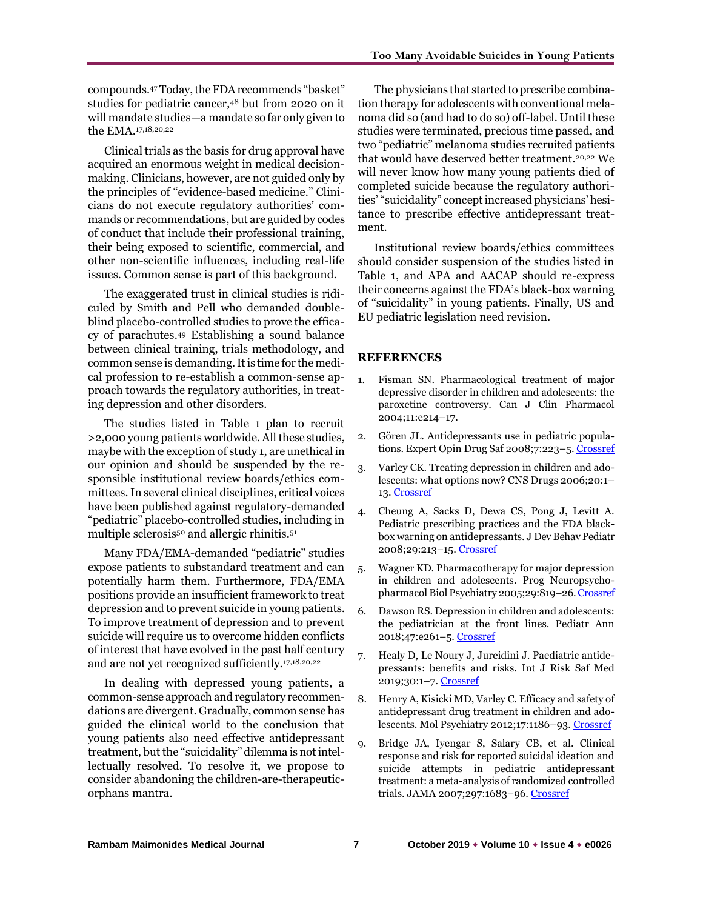compounds.[47] Today, the FDA recommends "basket" studies for pediatric cancer,[48] but from 2020 on it will mandate studies—a mandate so far only given to the EMA.[17,18,20,22]

Clinical trials as the basis for drug approval have acquired an enormous weight in medical decision-making. Clinicians, however, are not guided only by the principles of "evidence-based medicine." Clinicians do not execute regulatory authorities' commands or recommendations, but are guided by codes of conduct that include their professional training, their being exposed to scientific, commercial, and other non-scientific influences, including real-life issues. Common sense is part of this background.

The exaggerated trust in clinical studies is ridiculed by Smith and Pell who demanded double-blind placebo-controlled studies to prove the efficacy of parachutes.[49] Establishing a sound balance between clinical training, trials methodology, and common sense is demanding. It is time for the medical profession to re-establish a common-sense approach towards the regulatory authorities, in treating depression and other disorders.

The studies listed in Table 1 plan to recruit >2,000 young patients worldwide. All these studies, maybe with the exception of study 1, are unethical in our opinion and should be suspended by the responsible institutional review boards/ethics committees. In several clinical disciplines, critical voices have been published against regulatory-demanded "pediatric" placebo-controlled studies, including in multiple sclerosis[50] and allergic rhinitis.[51]

Many FDA/EMA-demanded "pediatric" studies expose patients to substandard treatment and can potentially harm them. Furthermore, FDA/EMA positions provide an insufficient framework to treat depression and to prevent suicide in young patients. To improve treatment of depression and to prevent suicide will require us to overcome hidden conflicts of interest that have evolved in the past half century and are not yet recognized sufficiently.[17,18,20,22]

In dealing with depressed young patients, a common-sense approach and regulatory recommendations are divergent. Gradually, common sense has guided the clinical world to the conclusion that young patients also need effective antidepressant treatment, but the "suicidality" dilemma is not intellectually resolved. To resolve it, we propose to consider abandoning the children-are-therapeutic-orphans mantra.

The physicians that started to prescribe combination therapy for adolescents with conventional melanoma did so (and had to do so) off-label. Until these studies were terminated, precious time passed, and two "pediatric" melanoma studies recruited patients that would have deserved better treatment.[20,22] We will never know how many young patients died of completed suicide because the regulatory authorities' "suicidality" concept increased physicians' hesitance to prescribe effective antidepressant treatment.

Institutional review boards/ethics committees should consider suspension of the studies listed in Table 1, and APA and AACAP should re-express their concerns against the FDA's black-box warning of "suicidality" in young patients. Finally, US and EU pediatric legislation need revision.

## REFERENCES

1. Fisman SN. Pharmacological treatment of major depressive disorder in children and adolescents: the paroxetine controversy. Can J Clin Pharmacol 2004;11:e214–17.
2. Gören JL. Antidepressants use in pediatric populations. Expert Opin Drug Saf 2008;7:223–5. Crossref
3. Varley CK. Treating depression in children and adolescents: what options now? CNS Drugs 2006;20:1–13. Crossref
4. Cheung A, Sacks D, Dewa CS, Pong J, Levitt A. Pediatric prescribing practices and the FDA black-box warning on antidepressants. J Dev Behav Pediatr 2008;29:213–15. Crossref
5. Wagner KD. Pharmacotherapy for major depression in children and adolescents. Prog Neuropsychopharmacol Biol Psychiatry 2005;29:819–26. Crossref
6. Dawson RS. Depression in children and adolescents: the pediatrician at the front lines. Pediatr Ann 2018;47:e261–5. Crossref
7. Healy D, Le Noury J, Jureidini J. Paediatric antidepressants: benefits and risks. Int J Risk Saf Med 2019;30:1–7. Crossref
8. Henry A, Kisicki MD, Varley C. Efficacy and safety of antidepressant drug treatment in children and adolescents. Mol Psychiatry 2012;17:1186–93. Crossref
9. Bridge JA, Iyengar S, Salary CB, et al. Clinical response and risk for reported suicidal ideation and suicide attempts in pediatric antidepressant treatment: a meta-analysis of randomized controlled trials. JAMA 2007;297:1683–96. Crossref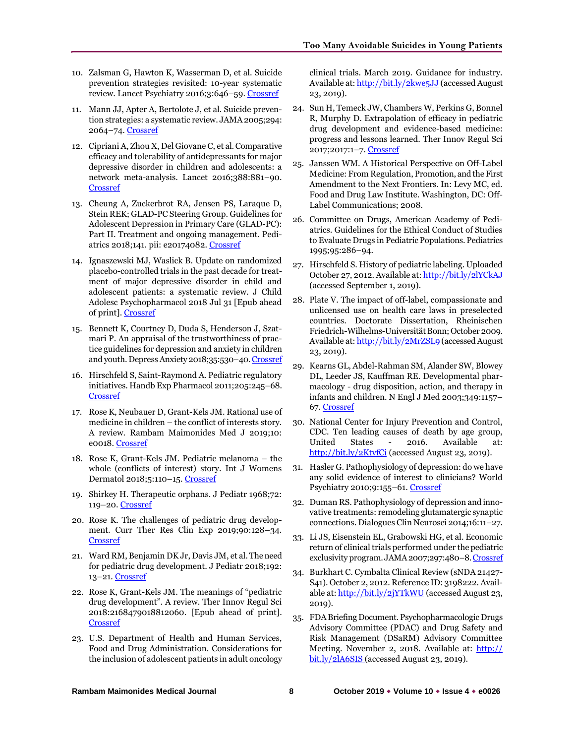10. Zalsman G, Hawton K, Wasserman D, et al. Suicide prevention strategies revisited: 10-year systematic review. Lancet Psychiatry 2016;3:646–59. Crossref

11. Mann JJ, Apter A, Bertolote J, et al. Suicide prevention strategies: a systematic review. JAMA 2005;294: 2064–74. Crossref

12. Cipriani A, Zhou X, Del Giovane C, et al. Comparative efficacy and tolerability of antidepressants for major depressive disorder in children and adolescents: a network meta-analysis. Lancet 2016;388:881–90. Crossref

13. Cheung A, Zuckerbrot RA, Jensen PS, Laraque D, Stein REK; GLAD-PC Steering Group. Guidelines for Adolescent Depression in Primary Care (GLAD-PC): Part II. Treatment and ongoing management. Pediatrics 2018;141. pii: e20174082. Crossref

14. Ignaszewski MJ, Waslick B. Update on randomized placebo-controlled trials in the past decade for treatment of major depressive disorder in child and adolescent patients: a systematic review. J Child Adolesc Psychopharmacol 2018 Jul 31 [Epub ahead of print]. Crossref

15. Bennett K, Courtney D, Duda S, Henderson J, Szatmari P. An appraisal of the trustworthiness of practice guidelines for depression and anxiety in children and youth. Depress Anxiety 2018;35:530–40. Crossref

16. Hirschfeld S, Saint-Raymond A. Pediatric regulatory initiatives. Handb Exp Pharmacol 2011;205:245–68. Crossref

17. Rose K, Neubauer D, Grant-Kels JM. Rational use of medicine in children – the conflict of interests story. A review. Rambam Maimonides Med J 2019;10: e0018. Crossref

18. Rose K, Grant-Kels JM. Pediatric melanoma – the whole (conflicts of interest) story. Int J Womens Dermatol 2018;5:110–15. Crossref

19. Shirkey H. Therapeutic orphans. J Pediatr 1968;72: 119–20. Crossref

20. Rose K. The challenges of pediatric drug development. Curr Ther Res Clin Exp 2019;90:128–34. Crossref

21. Ward RM, Benjamin DK Jr, Davis JM, et al. The need for pediatric drug development. J Pediatr 2018;192: 13–21. Crossref

22. Rose K, Grant-Kels JM. The meanings of "pediatric drug development". A review. Ther Innov Regul Sci 2018:2168479018812060. [Epub ahead of print]. Crossref

23. U.S. Department of Health and Human Services, Food and Drug Administration. Considerations for the inclusion of adolescent patients in adult oncology clinical trials. March 2019. Guidance for industry. Available at: http://bit.ly/2kwe5JJ (accessed August 23, 2019).

24. Sun H, Temeck JW, Chambers W, Perkins G, Bonnel R, Murphy D. Extrapolation of efficacy in pediatric drug development and evidence-based medicine: progress and lessons learned. Ther Innov Regul Sci 2017;2017:1–7. Crossref

25. Janssen WM. A Historical Perspective on Off-Label Medicine: From Regulation, Promotion, and the First Amendment to the Next Frontiers. In: Levy MC, ed. Food and Drug Law Institute. Washington, DC: Off-Label Communications; 2008.

26. Committee on Drugs, American Academy of Pediatrics. Guidelines for the Ethical Conduct of Studies to Evaluate Drugs in Pediatric Populations. Pediatrics 1995;95:286–94.

27. Hirschfeld S. History of pediatric labeling. Uploaded October 27, 2012. Available at: http://bit.ly/2lYCkAJ (accessed September 1, 2019).

28. Plate V. The impact of off-label, compassionate and unlicensed use on health care laws in preselected countries. Doctorate Dissertation, Rheinischen Friedrich-Wilhelms-Universität Bonn; October 2009. Available at: http://bit.ly/2MrZSL9 (accessed August 23, 2019).

29. Kearns GL, Abdel-Rahman SM, Alander SW, Blowey DL, Leeder JS, Kauffman RE. Developmental pharmacology - drug disposition, action, and therapy in infants and children. N Engl J Med 2003;349:1157–67. Crossref

30. National Center for Injury Prevention and Control, CDC. Ten leading causes of death by age group, United States - 2016. Available at: http://bit.ly/2KtvfCi (accessed August 23, 2019).

31. Hasler G. Pathophysiology of depression: do we have any solid evidence of interest to clinicians? World Psychiatry 2010;9:155–61. Crossref

32. Duman RS. Pathophysiology of depression and innovative treatments: remodeling glutamatergic synaptic connections. Dialogues Clin Neurosci 2014;16:11–27.

33. Li JS, Eisenstein EL, Grabowski HG, et al. Economic return of clinical trials performed under the pediatric exclusivity program. JAMA 2007;297:480–8. Crossref

34. Burkhart C. Cymbalta Clinical Review (sNDA 21427-S41). October 2, 2012. Reference ID: 3198222. Available at: http://bit.ly/2jYTkWU (accessed August 23, 2019).

35. FDA Briefing Document. Psychopharmacologic Drugs Advisory Committee (PDAC) and Drug Safety and Risk Management (DSaRM) Advisory Committee Meeting. November 2, 2018. Available at: http://bit.ly/2lA6SIS (accessed August 23, 2019).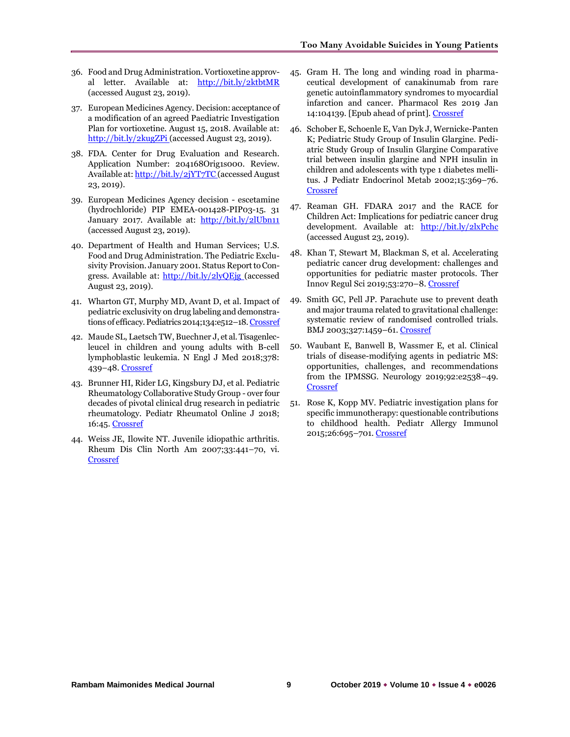36. Food and Drug Administration. Vortioxetine approval letter. Available at: http://bit.ly/2ktbtMR (accessed August 23, 2019).

37. European Medicines Agency. Decision: acceptance of a modification of an agreed Paediatric Investigation Plan for vortioxetine. August 15, 2018. Available at: http://bit.ly/2kugZPi (accessed August 23, 2019).

38. FDA. Center for Drug Evaluation and Research. Application Number: 204168Orig1s000. Review. Available at: http://bit.ly/2jYT7TC (accessed August 23, 2019).

39. European Medicines Agency decision - escetamine (hydrochloride) PIP EMEA-001428-PIP03-15. 31 January 2017. Available at: http://bit.ly/2lUbn11 (accessed August 23, 2019).

40. Department of Health and Human Services; U.S. Food and Drug Administration. The Pediatric Exclusivity Provision. January 2001. Status Report to Congress. Available at: http://bit.ly/2lyQEjg (accessed August 23, 2019).

41. Wharton GT, Murphy MD, Avant D, et al. Impact of pediatric exclusivity on drug labeling and demonstrations of efficacy. Pediatrics 2014;134:e512–18. Crossref

42. Maude SL, Laetsch TW, Buechner J, et al. Tisagenlecleucel in children and young adults with B-cell lymphoblastic leukemia. N Engl J Med 2018;378: 439–48. Crossref

43. Brunner HI, Rider LG, Kingsbury DJ, et al. Pediatric Rheumatology Collaborative Study Group - over four decades of pivotal clinical drug research in pediatric rheumatology. Pediatr Rheumatol Online J 2018; 16:45. Crossref

44. Weiss JE, Ilowite NT. Juvenile idiopathic arthritis. Rheum Dis Clin North Am 2007;33:441–70, vi. Crossref

45. Gram H. The long and winding road in pharmaceutical development of canakinumab from rare genetic autoinflammatory syndromes to myocardial infarction and cancer. Pharmacol Res 2019 Jan 14:104139. [Epub ahead of print]. Crossref

46. Schober E, Schoenle E, Van Dyk J, Wernicke-Panten K; Pediatric Study Group of Insulin Glargine. Pediatric Study Group of Insulin Glargine Comparative trial between insulin glargine and NPH insulin in children and adolescents with type 1 diabetes mellitus. J Pediatr Endocrinol Metab 2002;15:369–76. Crossref

47. Reaman GH. FDARA 2017 and the RACE for Children Act: Implications for pediatric cancer drug development. Available at: http://bit.ly/2lxPchc (accessed August 23, 2019).

48. Khan T, Stewart M, Blackman S, et al. Accelerating pediatric cancer drug development: challenges and opportunities for pediatric master protocols. Ther Innov Regul Sci 2019;53:270–8. Crossref

49. Smith GC, Pell JP. Parachute use to prevent death and major trauma related to gravitational challenge: systematic review of randomised controlled trials. BMJ 2003;327:1459–61. Crossref

50. Waubant E, Banwell B, Wassmer E, et al. Clinical trials of disease-modifying agents in pediatric MS: opportunities, challenges, and recommendations from the IPMSSG. Neurology 2019;92:e2538–49. Crossref

51. Rose K, Kopp MV. Pediatric investigation plans for specific immunotherapy: questionable contributions to childhood health. Pediatr Allergy Immunol 2015;26:695–701. Crossref